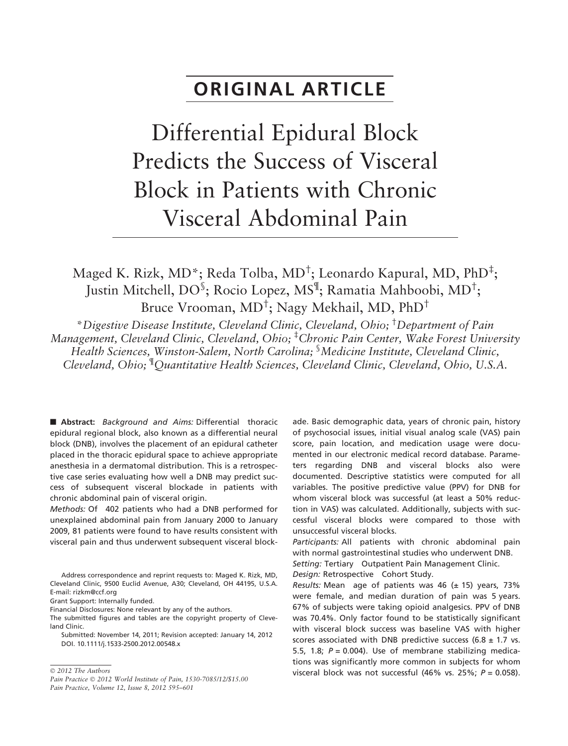**ORIGINAL ARTICLE**

# Differential Epidural Block Predicts the Success of Visceral Block in Patients with Chronic Visceral Abdominal Pain

Maged K. Rizk, MD*; Reda Tolba, MD†; Leonardo Kapural, MD, PhD‡; Justin Mitchell, DO§; Rocio Lopez, MS¶; Ramatia Mahboobi, MD†; Bruce Vrooman, MD†; Nagy Mekhail, MD, PhD†

*\*Digestive Disease Institute, Cleveland Clinic, Cleveland, Ohio; †Department of Pain Management, Cleveland Clinic, Cleveland, Ohio; ‡Chronic Pain Center, Wake Forest University Health Sciences, Winston-Salem, North Carolina; §Medicine Institute, Cleveland Clinic, Cleveland, Ohio; ¶Quantitative Health Sciences, Cleveland Clinic, Cleveland, Ohio, U.S.A.*

■ **Abstract:** *Background and Aims:* Differential thoracic epidural regional block, also known as a differential neural block (DNB), involves the placement of an epidural catheter placed in the thoracic epidural space to achieve appropriate anesthesia in a dermatomal distribution. This is a retrospective case series evaluating how well a DNB may predict success of subsequent visceral blockade in patients with chronic abdominal pain of visceral origin.

*Methods:* Of 402 patients who had a DNB performed for unexplained abdominal pain from January 2000 to January 2009, 81 patients were found to have results consistent with visceral pain and thus underwent subsequent visceral blockade. Basic demographic data, years of chronic pain, history of psychosocial issues, initial visual analog scale (VAS) pain score, pain location, and medication usage were documented in our electronic medical record database. Parameters regarding DNB and visceral blocks also were documented. Descriptive statistics were computed for all variables. The positive predictive value (PPV) for DNB for whom visceral block was successful (at least a 50% reduction in VAS) was calculated. Additionally, subjects with successful visceral blocks were compared to those with unsuccessful visceral blocks.

*Participants:* All patients with chronic abdominal pain with normal gastrointestinal studies who underwent DNB.

*Setting:* Tertiary Outpatient Pain Management Clinic.

*Design:* Retrospective Cohort Study.

*Results:* Mean age of patients was 46 (± 15) years, 73% were female, and median duration of pain was 5 years. 67% of subjects were taking opioid analgesics. PPV of DNB was 70.4%. Only factor found to be statistically significant with visceral block success was baseline VAS with higher scores associated with DNB predictive success (6.8 ± 1.7 vs. 5.5, 1.8; $P = 0.004$). Use of membrane stabilizing medications was significantly more common in subjects for whom visceral block was not successful (46% vs. 25%; $P = 0.058$).

Address correspondence and reprint requests to: Maged K. Rizk, MD, Cleveland Clinic, 9500 Euclid Avenue, A30; Cleveland, OH 44195, U.S.A. E-mail: rizkm@ccf.org

Grant Support: Internally funded.

Financial Disclosures: None relevant by any of the authors.

The submitted figures and tables are the copyright property of Cleveland Clinic.

Submitted: November 14, 2011; Revision accepted: January 14, 2012

DOI. 10.1111/j.1533-2500.2012.00548.x

© 2012 The Authors
Pain Practice © 2012 World Institute of Pain, 1530-7085/12/$15.00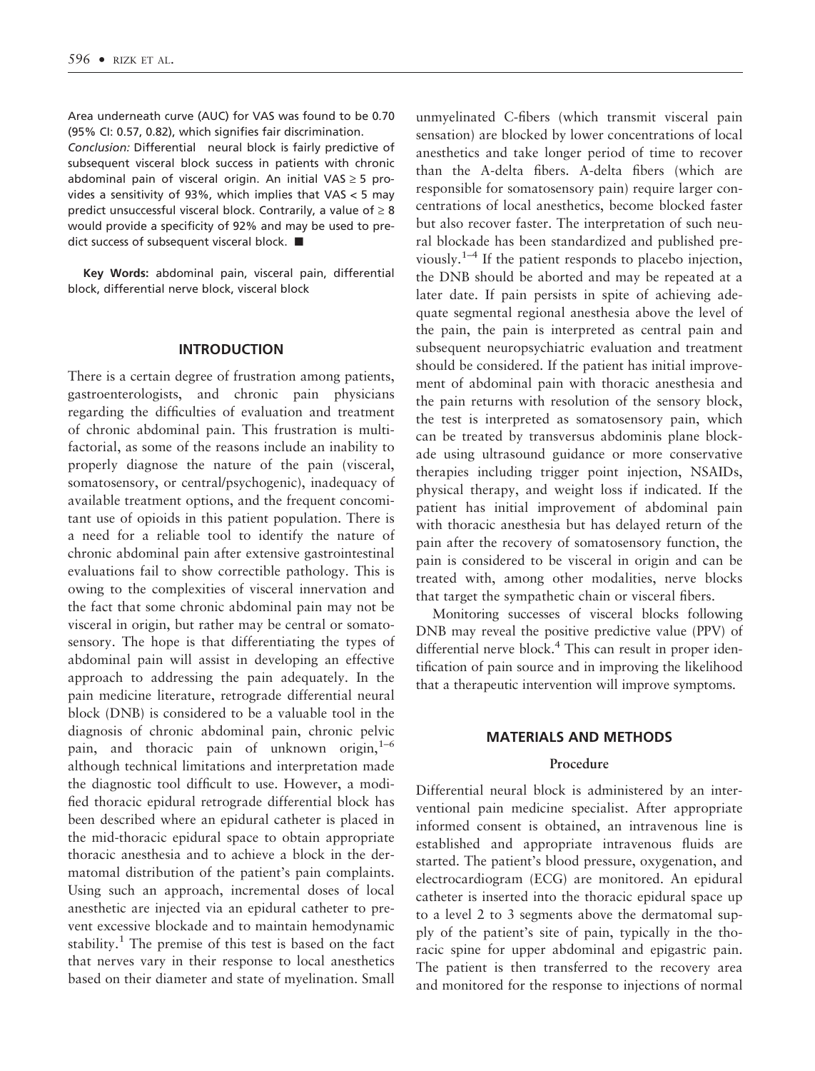Area underneath curve (AUC) for VAS was found to be 0.70 (95% CI: 0.57, 0.82), which signifies fair discrimination.

*Conclusion:* Differential neural block is fairly predictive of subsequent visceral block success in patients with chronic abdominal pain of visceral origin. An initial VAS ≥ 5 provides a sensitivity of 93%, which implies that VAS < 5 may predict unsuccessful visceral block. Contrarily, a value of ≥ 8 would provide a specificity of 92% and may be used to predict success of subsequent visceral block. ■

**Key Words:** abdominal pain, visceral pain, differential block, differential nerve block, visceral block

## INTRODUCTION

There is a certain degree of frustration among patients, gastroenterologists, and chronic pain physicians regarding the difficulties of evaluation and treatment of chronic abdominal pain. This frustration is multifactorial, as some of the reasons include an inability to properly diagnose the nature of the pain (visceral, somatosensory, or central/psychogenic), inadequacy of available treatment options, and the frequent concomitant use of opioids in this patient population. There is a need for a reliable tool to identify the nature of chronic abdominal pain after extensive gastrointestinal evaluations fail to show correctible pathology. This is owing to the complexities of visceral innervation and the fact that some chronic abdominal pain may not be visceral in origin, but rather may be central or somatosensory. The hope is that differentiating the types of abdominal pain will assist in developing an effective approach to addressing the pain adequately. In the pain medicine literature, retrograde differential neural block (DNB) is considered to be a valuable tool in the diagnosis of chronic abdominal pain, chronic pelvic pain, and thoracic pain of unknown origin,[1–6] although technical limitations and interpretation made the diagnostic tool difficult to use. However, a modified thoracic epidural retrograde differential block has been described where an epidural catheter is placed in the mid-thoracic epidural space to obtain appropriate thoracic anesthesia and to achieve a block in the dermatomal distribution of the patient's pain complaints. Using such an approach, incremental doses of local anesthetic are injected via an epidural catheter to prevent excessive blockade and to maintain hemodynamic stability.[1] The premise of this test is based on the fact that nerves vary in their response to local anesthetics based on their diameter and state of myelination. Small unmyelinated C-fibers (which transmit visceral pain sensation) are blocked by lower concentrations of local anesthetics and take longer period of time to recover than the A-delta fibers. A-delta fibers (which are responsible for somatosensory pain) require larger concentrations of local anesthetics, become blocked faster but also recover faster. The interpretation of such neural blockade has been standardized and published previously.[1–4] If the patient responds to placebo injection, the DNB should be aborted and may be repeated at a later date. If pain persists in spite of achieving adequate segmental regional anesthesia above the level of the pain, the pain is interpreted as central pain and subsequent neuropsychiatric evaluation and treatment should be considered. If the patient has initial improvement of abdominal pain with thoracic anesthesia and the pain returns with resolution of the sensory block, the test is interpreted as somatosensory pain, which can be treated by transversus abdominis plane blockade using ultrasound guidance or more conservative therapies including trigger point injection, NSAIDs, physical therapy, and weight loss if indicated. If the patient has initial improvement of abdominal pain with thoracic anesthesia but has delayed return of the pain after the recovery of somatosensory function, the pain is considered to be visceral in origin and can be treated with, among other modalities, nerve blocks that target the sympathetic chain or visceral fibers.

Monitoring successes of visceral blocks following DNB may reveal the positive predictive value (PPV) of differential nerve block.[4] This can result in proper identification of pain source and in improving the likelihood that a therapeutic intervention will improve symptoms.

## MATERIALS AND METHODS

### Procedure

Differential neural block is administered by an interventional pain medicine specialist. After appropriate informed consent is obtained, an intravenous line is established and appropriate intravenous fluids are started. The patient's blood pressure, oxygenation, and electrocardiogram (ECG) are monitored. An epidural catheter is inserted into the thoracic epidural space up to a level 2 to 3 segments above the dermatomal supply of the patient's site of pain, typically in the thoracic spine for upper abdominal and epigastric pain. The patient is then transferred to the recovery area and monitored for the response to injections of normal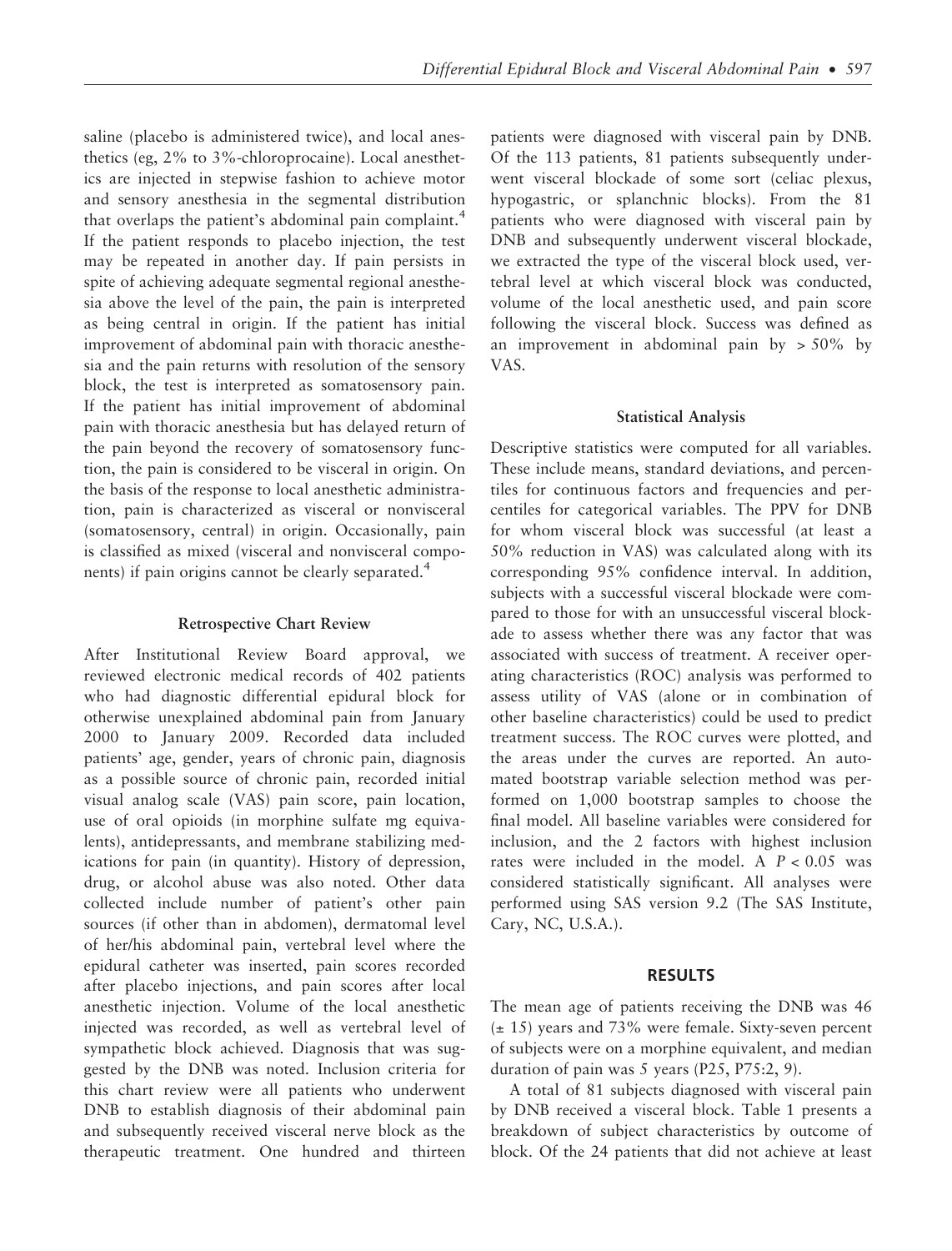saline (placebo is administered twice), and local anesthetics (eg, 2% to 3%-chloroprocaine). Local anesthetics are injected in stepwise fashion to achieve motor and sensory anesthesia in the segmental distribution that overlaps the patient's abdominal pain complaint.[4] If the patient responds to placebo injection, the test may be repeated in another day. If pain persists in spite of achieving adequate segmental regional anesthesia above the level of the pain, the pain is interpreted as being central in origin. If the patient has initial improvement of abdominal pain with thoracic anesthesia and the pain returns with resolution of the sensory block, the test is interpreted as somatosensory pain. If the patient has initial improvement of abdominal pain with thoracic anesthesia but has delayed return of the pain beyond the recovery of somatosensory function, the pain is considered to be visceral in origin. On the basis of the response to local anesthetic administration, pain is characterized as visceral or nonvisceral (somatosensory, central) in origin. Occasionally, pain is classified as mixed (visceral and nonvisceral components) if pain origins cannot be clearly separated.[4]

### Retrospective Chart Review

After Institutional Review Board approval, we reviewed electronic medical records of 402 patients who had diagnostic differential epidural block for otherwise unexplained abdominal pain from January 2000 to January 2009. Recorded data included patients' age, gender, years of chronic pain, diagnosis as a possible source of chronic pain, recorded initial visual analog scale (VAS) pain score, pain location, use of oral opioids (in morphine sulfate mg equivalents), antidepressants, and membrane stabilizing medications for pain (in quantity). History of depression, drug, or alcohol abuse was also noted. Other data collected include number of patient's other pain sources (if other than in abdomen), dermatomal level of her/his abdominal pain, vertebral level where the epidural catheter was inserted, pain scores recorded after placebo injections, and pain scores after local anesthetic injection. Volume of the local anesthetic injected was recorded, as well as vertebral level of sympathetic block achieved. Diagnosis that was suggested by the DNB was noted. Inclusion criteria for this chart review were all patients who underwent DNB to establish diagnosis of their abdominal pain and subsequently received visceral nerve block as the therapeutic treatment. One hundred and thirteen patients were diagnosed with visceral pain by DNB. Of the 113 patients, 81 patients subsequently underwent visceral blockade of some sort (celiac plexus, hypogastric, or splanchnic blocks). From the 81 patients who were diagnosed with visceral pain by DNB and subsequently underwent visceral blockade, we extracted the type of the visceral block used, vertebral level at which visceral block was conducted, volume of the local anesthetic used, and pain score following the visceral block. Success was defined as an improvement in abdominal pain by > 50% by VAS.

### Statistical Analysis

Descriptive statistics were computed for all variables. These include means, standard deviations, and percentiles for continuous factors and frequencies and percentiles for categorical variables. The PPV for DNB for whom visceral block was successful (at least a 50% reduction in VAS) was calculated along with its corresponding 95% confidence interval. In addition, subjects with a successful visceral blockade were compared to those for with an unsuccessful visceral blockade to assess whether there was any factor that was associated with success of treatment. A receiver operating characteristics (ROC) analysis was performed to assess utility of VAS (alone or in combination of other baseline characteristics) could be used to predict treatment success. The ROC curves were plotted, and the areas under the curves are reported. An automated bootstrap variable selection method was performed on 1,000 bootstrap samples to choose the final model. All baseline variables were considered for inclusion, and the 2 factors with highest inclusion rates were included in the model. A $P < 0.05$ was considered statistically significant. All analyses were performed using SAS version 9.2 (The SAS Institute, Cary, NC, U.S.A.).

## RESULTS

The mean age of patients receiving the DNB was 46 (± 15) years and 73% were female. Sixty-seven percent of subjects were on a morphine equivalent, and median duration of pain was 5 years (P25, P75:2, 9).

A total of 81 subjects diagnosed with visceral pain by DNB received a visceral block. Table 1 presents a breakdown of subject characteristics by outcome of block. Of the 24 patients that did not achieve at least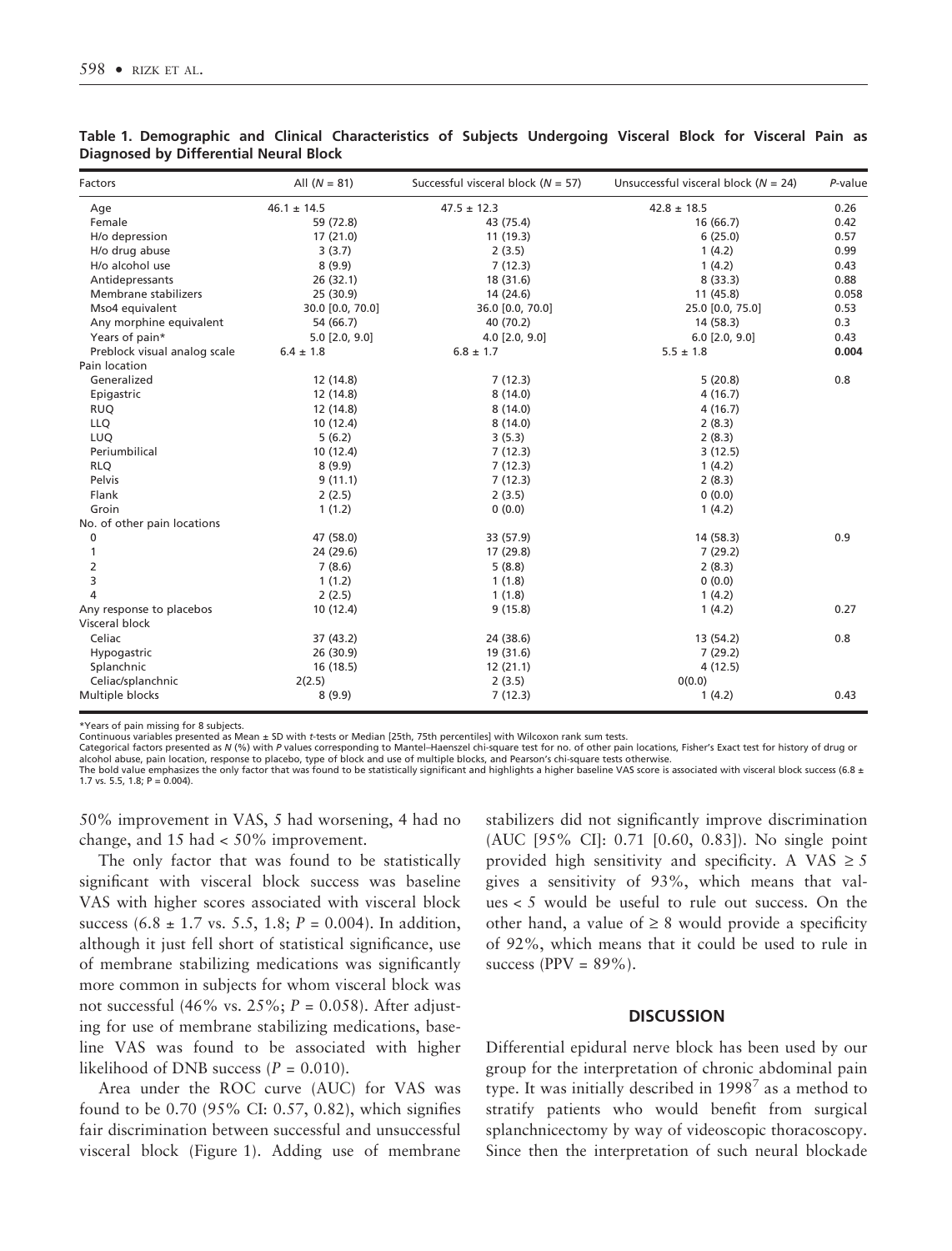**Table 1. Demographic and Clinical Characteristics of Subjects Undergoing Visceral Block for Visceral Pain as Diagnosed by Differential Neural Block**

| Factors | All ($N$ = 81) | Successful visceral block ($N$ = 57) | Unsuccessful visceral block ($N$ = 24) | $P$-value |
|---|---|---|---|---|
| Age | 46.1 ± 14.5 | 47.5 ± 12.3 | 42.8 ± 18.5 | 0.26 |
| Female | 59 (72.8) | 43 (75.4) | 16 (66.7) | 0.42 |
| H/o depression | 17 (21.0) | 11 (19.3) | 6 (25.0) | 0.57 |
| H/o drug abuse | 3 (3.7) | 2 (3.5) | 1 (4.2) | 0.99 |
| H/o alcohol use | 8 (9.9) | 7 (12.3) | 1 (4.2) | 0.43 |
| Antidepressants | 26 (32.1) | 18 (31.6) | 8 (33.3) | 0.88 |
| Membrane stabilizers | 25 (30.9) | 14 (24.6) | 11 (45.8) | 0.058 |
| Mso4 equivalent | 30.0 [0.0, 70.0] | 36.0 [0.0, 70.0] | 25.0 [0.0, 75.0] | 0.53 |
| Any morphine equivalent | 54 (66.7) | 40 (70.2) | 14 (58.3) | 0.3 |
| Years of pain* | 5.0 [2.0, 9.0] | 4.0 [2.0, 9.0] | 6.0 [2.0, 9.0] | 0.43 |
| Preblock visual analog scale | 6.4 ± 1.8 | 6.8 ± 1.7 | 5.5 ± 1.8 | **0.004** |
| Pain location | | | | |
| Generalized | 12 (14.8) | 7 (12.3) | 5 (20.8) | 0.8 |
| Epigastric | 12 (14.8) | 8 (14.0) | 4 (16.7) | |
| RUQ | 12 (14.8) | 8 (14.0) | 4 (16.7) | |
| LLQ | 10 (12.4) | 8 (14.0) | 2 (8.3) | |
| LUQ | 5 (6.2) | 3 (5.3) | 2 (8.3) | |
| Periumbilical | 10 (12.4) | 7 (12.3) | 3 (12.5) | |
| RLQ | 8 (9.9) | 7 (12.3) | 1 (4.2) | |
| Pelvis | 9 (11.1) | 7 (12.3) | 2 (8.3) | |
| Flank | 2 (2.5) | 2 (3.5) | 0 (0.0) | |
| Groin | 1 (1.2) | 0 (0.0) | 1 (4.2) | |
| No. of other pain locations | | | | |
| 0 | 47 (58.0) | 33 (57.9) | 14 (58.3) | 0.9 |
| 1 | 24 (29.6) | 17 (29.8) | 7 (29.2) | |
| 2 | 7 (8.6) | 5 (8.8) | 2 (8.3) | |
| 3 | 1 (1.2) | 1 (1.8) | 0 (0.0) | |
| 4 | 2 (2.5) | 1 (1.8) | 1 (4.2) | |
| Any response to placebos | 10 (12.4) | 9 (15.8) | 1 (4.2) | 0.27 |
| Visceral block | | | | |
| Celiac | 37 (43.2) | 24 (38.6) | 13 (54.2) | 0.8 |
| Hypogastric | 26 (30.9) | 19 (31.6) | 7 (29.2) | |
| Splanchnic | 16 (18.5) | 12 (21.1) | 4 (12.5) | |
| Celiac/splanchnic | 2(2.5) | 2 (3.5) | 0(0.0) | |
| Multiple blocks | 8 (9.9) | 7 (12.3) | 1 (4.2) | 0.43 |

*Years of pain missing for 8 subjects.
Continuous variables presented as Mean ± SD with $t$-tests or Median [25th, 75th percentiles] with Wilcoxon rank sum tests.
Categorical factors presented as $N$ (%) with $P$ values corresponding to Mantel–Haenszel chi-square test for no. of other pain locations, Fisher's Exact test for history of drug or alcohol abuse, pain location, response to placebo, type of block and use of multiple blocks, and Pearson's chi-square tests otherwise.
The bold value emphasizes the only factor that was found to be statistically significant and highlights a higher baseline VAS score is associated with visceral block success (6.8 ± 1.7 vs. 5.5, 1.8; P = 0.004).

50% improvement in VAS, 5 had worsening, 4 had no change, and 15 had < 50% improvement.

The only factor that was found to be statistically significant with visceral block success was baseline VAS with higher scores associated with visceral block success (6.8 ± 1.7 vs. 5.5, 1.8; $P = 0.004$). In addition, although it just fell short of statistical significance, use of membrane stabilizing medications was significantly more common in subjects for whom visceral block was not successful (46% vs. 25%; $P = 0.058$). After adjusting for use of membrane stabilizing medications, baseline VAS was found to be associated with higher likelihood of DNB success ($P = 0.010$).

Area under the ROC curve (AUC) for VAS was found to be 0.70 (95% CI: 0.57, 0.82), which signifies fair discrimination between successful and unsuccessful visceral block (Figure 1). Adding use of membrane stabilizers did not significantly improve discrimination (AUC [95% CI]: 0.71 [0.60, 0.83]). No single point provided high sensitivity and specificity. A VAS ≥ 5 gives a sensitivity of 93%, which means that values < 5 would be useful to rule out success. On the other hand, a value of ≥ 8 would provide a specificity of 92%, which means that it could be used to rule in success (PPV = 89%).

## DISCUSSION

Differential epidural nerve block has been used by our group for the interpretation of chronic abdominal pain type. It was initially described in 1998[7] as a method to stratify patients who would benefit from surgical splanchnicectomy by way of videoscopic thoracoscopy. Since then the interpretation of such neural blockade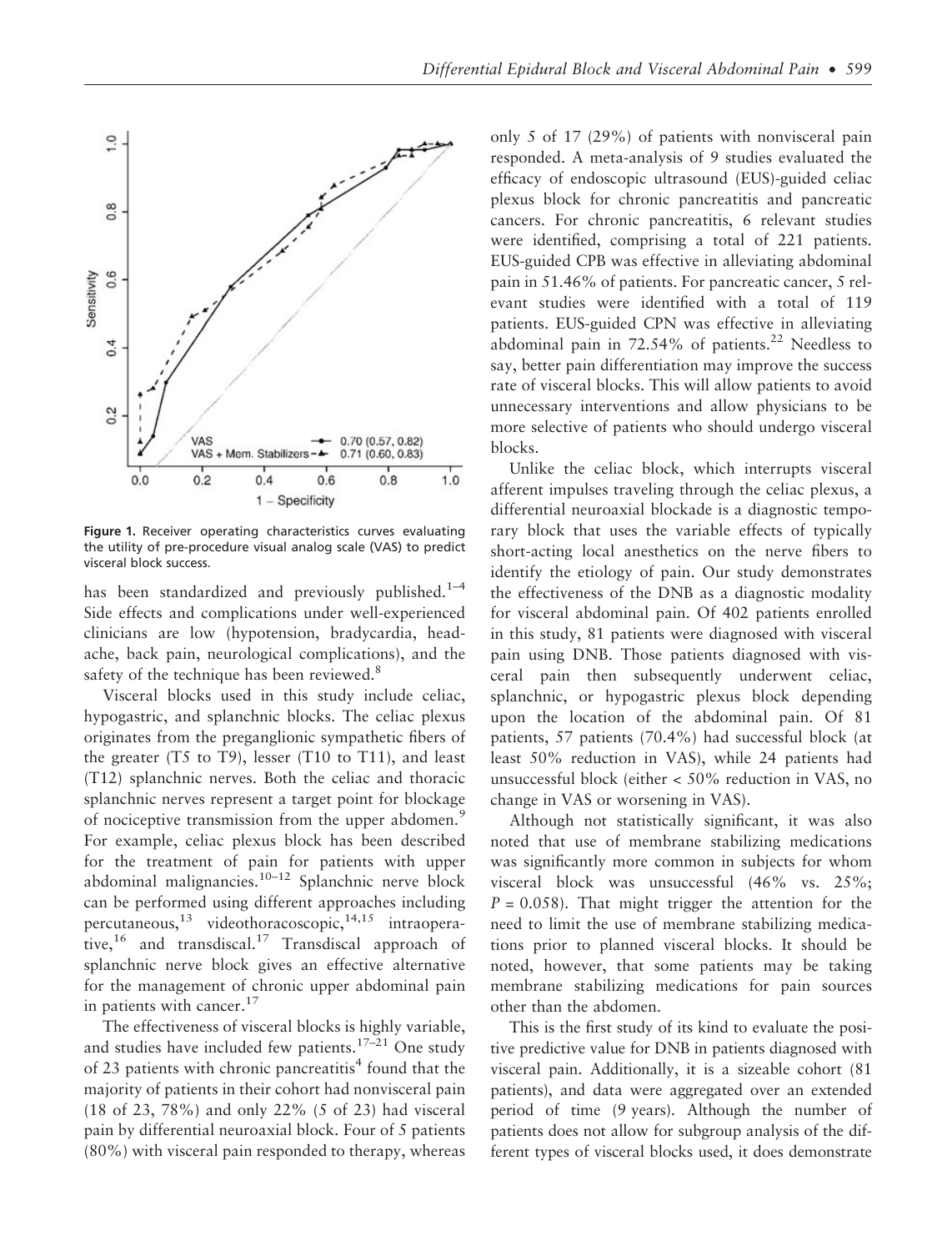Figure 1. Receiver operating characteristics curves evaluating the utility of pre-procedure visual analog scale (VAS) to predict visceral block success.

has been standardized and previously published.[1–4] Side effects and complications under well-experienced clinicians are low (hypotension, bradycardia, headache, back pain, neurological complications), and the safety of the technique has been reviewed.[8]

Visceral blocks used in this study include celiac, hypogastric, and splanchnic blocks. The celiac plexus originates from the preganglionic sympathetic fibers of the greater (T5 to T9), lesser (T10 to T11), and least (T12) splanchnic nerves. Both the celiac and thoracic splanchnic nerves represent a target point for blockage of nociceptive transmission from the upper abdomen.[9] For example, celiac plexus block has been described for the treatment of pain for patients with upper abdominal malignancies.[10–12] Splanchnic nerve block can be performed using different approaches including percutaneous,[13] videothoracoscopic,[14,15] intraoperative,[16] and transdiscal.[17] Transdiscal approach of splanchnic nerve block gives an effective alternative for the management of chronic upper abdominal pain in patients with cancer.[17]

The effectiveness of visceral blocks is highly variable, and studies have included few patients.[17–21] One study of 23 patients with chronic pancreatitis[4] found that the majority of patients in their cohort had nonvisceral pain (18 of 23, 78%) and only 22% (5 of 23) had visceral pain by differential neuroaxial block. Four of 5 patients (80%) with visceral pain responded to therapy, whereas only 5 of 17 (29%) of patients with nonvisceral pain responded. A meta-analysis of 9 studies evaluated the efficacy of endoscopic ultrasound (EUS)-guided celiac plexus block for chronic pancreatitis and pancreatic cancers. For chronic pancreatitis, 6 relevant studies were identified, comprising a total of 221 patients. EUS-guided CPB was effective in alleviating abdominal pain in 51.46% of patients. For pancreatic cancer, 5 relevant studies were identified with a total of 119 patients. EUS-guided CPN was effective in alleviating abdominal pain in 72.54% of patients.[22] Needless to say, better pain differentiation may improve the success rate of visceral blocks. This will allow patients to avoid unnecessary interventions and allow physicians to be more selective of patients who should undergo visceral blocks.

Unlike the celiac block, which interrupts visceral afferent impulses traveling through the celiac plexus, a differential neuroaxial blockade is a diagnostic temporary block that uses the variable effects of typically short-acting local anesthetics on the nerve fibers to identify the etiology of pain. Our study demonstrates the effectiveness of the DNB as a diagnostic modality for visceral abdominal pain. Of 402 patients enrolled in this study, 81 patients were diagnosed with visceral pain using DNB. Those patients diagnosed with visceral pain then subsequently underwent celiac, splanchnic, or hypogastric plexus block depending upon the location of the abdominal pain. Of 81 patients, 57 patients (70.4%) had successful block (at least 50% reduction in VAS), while 24 patients had unsuccessful block (either < 50% reduction in VAS, no change in VAS or worsening in VAS).

Although not statistically significant, it was also noted that use of membrane stabilizing medications was significantly more common in subjects for whom visceral block was unsuccessful (46% vs. 25%; $P = 0.058$). That might trigger the attention for the need to limit the use of membrane stabilizing medications prior to planned visceral blocks. It should be noted, however, that some patients may be taking membrane stabilizing medications for pain sources other than the abdomen.

This is the first study of its kind to evaluate the positive predictive value for DNB in patients diagnosed with visceral pain. Additionally, it is a sizeable cohort (81 patients), and data were aggregated over an extended period of time (9 years). Although the number of patients does not allow for subgroup analysis of the different types of visceral blocks used, it does demonstrate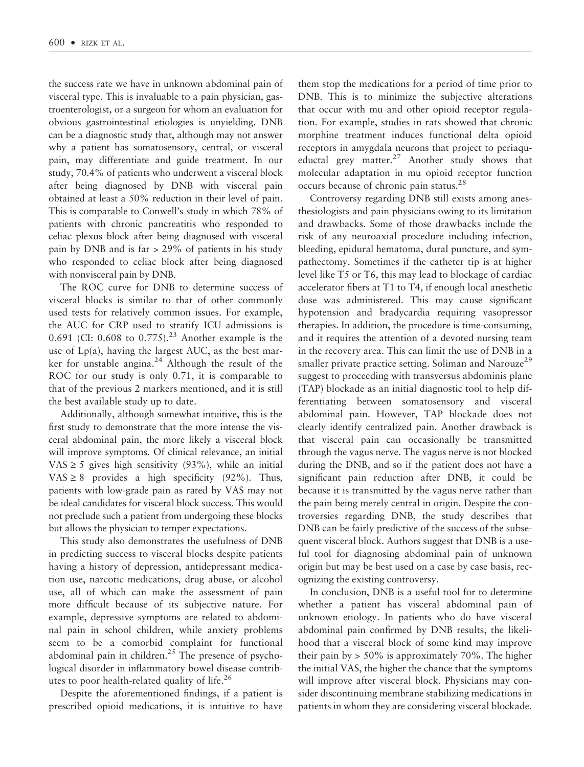the success rate we have in unknown abdominal pain of visceral type. This is invaluable to a pain physician, gastroenterologist, or a surgeon for whom an evaluation for obvious gastrointestinal etiologies is unyielding. DNB can be a diagnostic study that, although may not answer why a patient has somatosensory, central, or visceral pain, may differentiate and guide treatment. In our study, 70.4% of patients who underwent a visceral block after being diagnosed by DNB with visceral pain obtained at least a 50% reduction in their level of pain. This is comparable to Conwell's study in which 78% of patients with chronic pancreatitis who responded to celiac plexus block after being diagnosed with visceral pain by DNB and is far > 29% of patients in his study who responded to celiac block after being diagnosed with nonvisceral pain by DNB.

The ROC curve for DNB to determine success of visceral blocks is similar to that of other commonly used tests for relatively common issues. For example, the AUC for CRP used to stratify ICU admissions is 0.691 (CI: 0.608 to 0.775).[23] Another example is the use of Lp(a), having the largest AUC, as the best marker for unstable angina.[24] Although the result of the ROC for our study is only 0.71, it is comparable to that of the previous 2 markers mentioned, and it is still the best available study up to date.

Additionally, although somewhat intuitive, this is the first study to demonstrate that the more intense the visceral abdominal pain, the more likely a visceral block will improve symptoms. Of clinical relevance, an initial VAS ≥ 5 gives high sensitivity (93%), while an initial VAS ≥ 8 provides a high specificity (92%). Thus, patients with low-grade pain as rated by VAS may not be ideal candidates for visceral block success. This would not preclude such a patient from undergoing these blocks but allows the physician to temper expectations.

This study also demonstrates the usefulness of DNB in predicting success to visceral blocks despite patients having a history of depression, antidepressant medication use, narcotic medications, drug abuse, or alcohol use, all of which can make the assessment of pain more difficult because of its subjective nature. For example, depressive symptoms are related to abdominal pain in school children, while anxiety problems seem to be a comorbid complaint for functional abdominal pain in children.[25] The presence of psychological disorder in inflammatory bowel disease contributes to poor health-related quality of life.[26]

Despite the aforementioned findings, if a patient is prescribed opioid medications, it is intuitive to have them stop the medications for a period of time prior to DNB. This is to minimize the subjective alterations that occur with mu and other opioid receptor regulation. For example, studies in rats showed that chronic morphine treatment induces functional delta opioid receptors in amygdala neurons that project to periaqueductal grey matter.[27] Another study shows that molecular adaptation in mu opioid receptor function occurs because of chronic pain status.[28]

Controversy regarding DNB still exists among anesthesiologists and pain physicians owing to its limitation and drawbacks. Some of those drawbacks include the risk of any neuroaxial procedure including infection, bleeding, epidural hematoma, dural puncture, and sympathectomy. Sometimes if the catheter tip is at higher level like T5 or T6, this may lead to blockage of cardiac accelerator fibers at T1 to T4, if enough local anesthetic dose was administered. This may cause significant hypotension and bradycardia requiring vasopressor therapies. In addition, the procedure is time-consuming, and it requires the attention of a devoted nursing team in the recovery area. This can limit the use of DNB in a smaller private practice setting. Soliman and Narouze[29] suggest to proceeding with transversus abdominis plane (TAP) blockade as an initial diagnostic tool to help differentiating between somatosensory and visceral abdominal pain. However, TAP blockade does not clearly identify centralized pain. Another drawback is that visceral pain can occasionally be transmitted through the vagus nerve. The vagus nerve is not blocked during the DNB, and so if the patient does not have a significant pain reduction after DNB, it could be because it is transmitted by the vagus nerve rather than the pain being merely central in origin. Despite the controversies regarding DNB, the study describes that DNB can be fairly predictive of the success of the subsequent visceral block. Authors suggest that DNB is a useful tool for diagnosing abdominal pain of unknown origin but may be best used on a case by case basis, recognizing the existing controversy.

In conclusion, DNB is a useful tool for to determine whether a patient has visceral abdominal pain of unknown etiology. In patients who do have visceral abdominal pain confirmed by DNB results, the likelihood that a visceral block of some kind may improve their pain by > 50% is approximately 70%. The higher the initial VAS, the higher the chance that the symptoms will improve after visceral block. Physicians may consider discontinuing membrane stabilizing medications in patients in whom they are considering visceral blockade.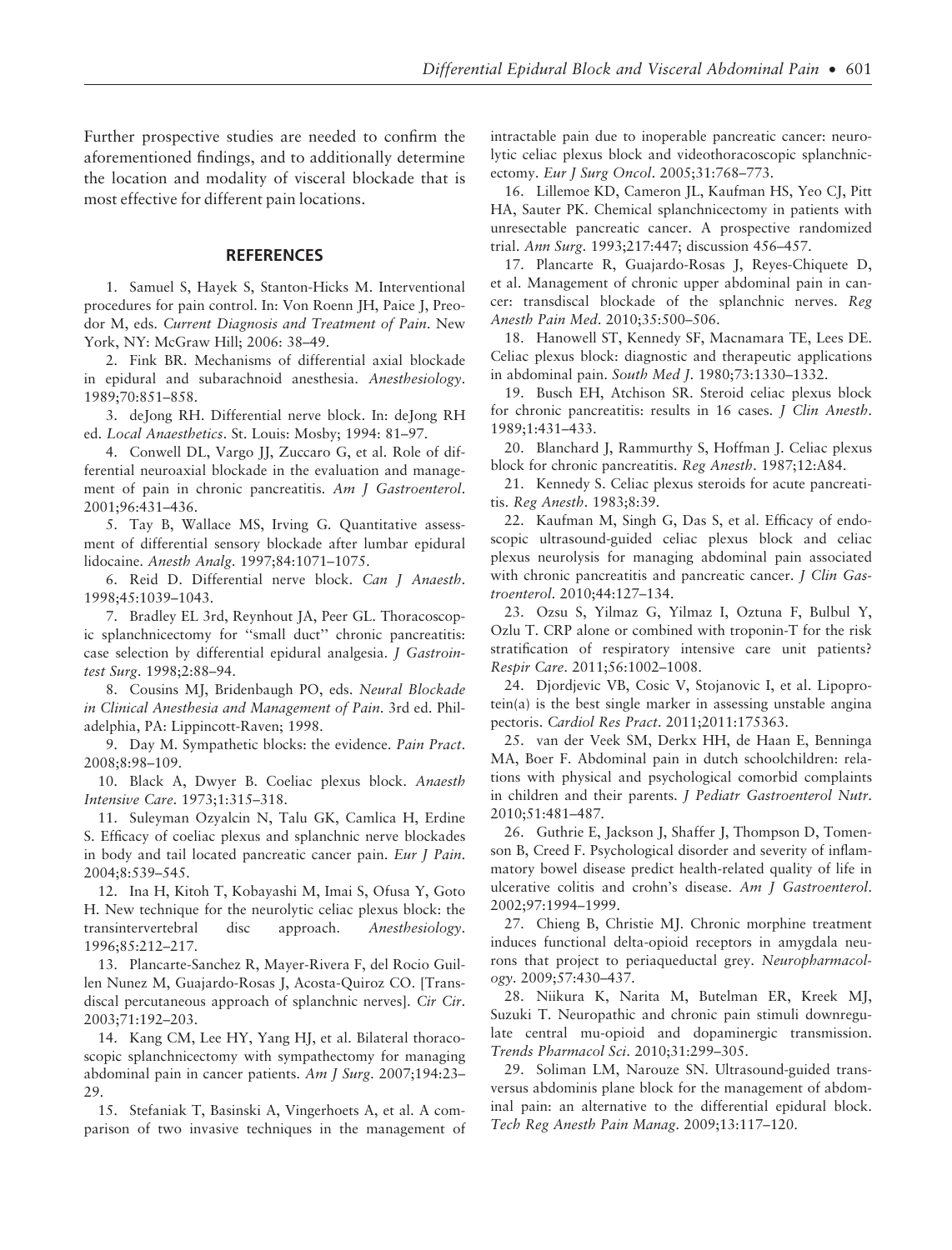Further prospective studies are needed to confirm the aforementioned findings, and to additionally determine the location and modality of visceral blockade that is most effective for different pain locations.

## REFERENCES

1. Samuel S, Hayek S, Stanton-Hicks M. Interventional procedures for pain control. In: Von Roenn JH, Paice J, Preodor M, eds. *Current Diagnosis and Treatment of Pain*. New York, NY: McGraw Hill; 2006: 38–49.

2. Fink BR. Mechanisms of differential axial blockade in epidural and subarachnoid anesthesia. *Anesthesiology*. 1989;70:851–858.

3. deJong RH. Differential nerve block. In: deJong RH ed. *Local Anaesthetics*. St. Louis: Mosby; 1994: 81–97.

4. Conwell DL, Vargo JJ, Zuccaro G, et al. Role of differential neuroaxial blockade in the evaluation and management of pain in chronic pancreatitis. *Am J Gastroenterol*. 2001;96:431–436.

5. Tay B, Wallace MS, Irving G. Quantitative assessment of differential sensory blockade after lumbar epidural lidocaine. *Anesth Analg*. 1997;84:1071–1075.

6. Reid D. Differential nerve block. *Can J Anaesth*. 1998;45:1039–1043.

7. Bradley EL 3rd, Reynhout JA, Peer GL. Thoracoscopic splanchnicectomy for "small duct" chronic pancreatitis: case selection by differential epidural analgesia. *J Gastrointest Surg*. 1998;2:88–94.

8. Cousins MJ, Bridenbaugh PO, eds. *Neural Blockade in Clinical Anesthesia and Management of Pain*. 3rd ed. Philadelphia, PA: Lippincott-Raven; 1998.

9. Day M. Sympathetic blocks: the evidence. *Pain Pract*. 2008;8:98–109.

10. Black A, Dwyer B. Coeliac plexus block. *Anaesth Intensive Care*. 1973;1:315–318.

11. Suleyman Ozyalcin N, Talu GK, Camlica H, Erdine S. Efficacy of coeliac plexus and splanchnic nerve blockades in body and tail located pancreatic cancer pain. *Eur J Pain*. 2004;8:539–545.

12. Ina H, Kitoh T, Kobayashi M, Imai S, Ofusa Y, Goto H. New technique for the neurolytic celiac plexus block: the transintervertebral disc approach. *Anesthesiology*. 1996;85:212–217.

13. Plancarte-Sanchez R, Mayer-Rivera F, del Rocio Guillen Nunez M, Guajardo-Rosas J, Acosta-Quiroz CO. [Transdiscal percutaneous approach of splanchnic nerves]. *Cir Cir*. 2003;71:192–203.

14. Kang CM, Lee HY, Yang HJ, et al. Bilateral thoracoscopic splanchnicectomy with sympathectomy for managing abdominal pain in cancer patients. *Am J Surg*. 2007;194:23–29.

15. Stefaniak T, Basinski A, Vingerhoets A, et al. A comparison of two invasive techniques in the management of intractable pain due to inoperable pancreatic cancer: neurolytic celiac plexus block and videothoracoscopic splanchnicectomy. *Eur J Surg Oncol*. 2005;31:768–773.

16. Lillemoe KD, Cameron JL, Kaufman HS, Yeo CJ, Pitt HA, Sauter PK. Chemical splanchnicectomy in patients with unresectable pancreatic cancer. A prospective randomized trial. *Ann Surg*. 1993;217:447; discussion 456–457.

17. Plancarte R, Guajardo-Rosas J, Reyes-Chiquete D, et al. Management of chronic upper abdominal pain in cancer: transdiscal blockade of the splanchnic nerves. *Reg Anesth Pain Med*. 2010;35:500–506.

18. Hanowell ST, Kennedy SF, Macnamara TE, Lees DE. Celiac plexus block: diagnostic and therapeutic applications in abdominal pain. *South Med J*. 1980;73:1330–1332.

19. Busch EH, Atchison SR. Steroid celiac plexus block for chronic pancreatitis: results in 16 cases. *J Clin Anesth*. 1989;1:431–433.

20. Blanchard J, Rammurthy S, Hoffman J. Celiac plexus block for chronic pancreatitis. *Reg Anesth*. 1987;12:A84.

21. Kennedy S. Celiac plexus steroids for acute pancreatitis. *Reg Anesth*. 1983;8:39.

22. Kaufman M, Singh G, Das S, et al. Efficacy of endoscopic ultrasound-guided celiac plexus block and celiac plexus neurolysis for managing abdominal pain associated with chronic pancreatitis and pancreatic cancer. *J Clin Gastroenterol*. 2010;44:127–134.

23. Ozsu S, Yilmaz G, Yilmaz I, Oztuna F, Bulbul Y, Ozlu T. CRP alone or combined with troponin-T for the risk stratification of respiratory intensive care unit patients? *Respir Care*. 2011;56:1002–1008.

24. Djordjevic VB, Cosic V, Stojanovic I, et al. Lipoprotein(a) is the best single marker in assessing unstable angina pectoris. *Cardiol Res Pract*. 2011;2011:175363.

25. van der Veek SM, Derkx HH, de Haan E, Benninga MA, Boer F. Abdominal pain in dutch schoolchildren: relations with physical and psychological comorbid complaints in children and their parents. *J Pediatr Gastroenterol Nutr*. 2010;51:481–487.

26. Guthrie E, Jackson J, Shaffer J, Thompson D, Tomenson B, Creed F. Psychological disorder and severity of inflammatory bowel disease predict health-related quality of life in ulcerative colitis and crohn's disease. *Am J Gastroenterol*. 2002;97:1994–1999.

27. Chieng B, Christie MJ. Chronic morphine treatment induces functional delta-opioid receptors in amygdala neurons that project to periaqueductal grey. *Neuropharmacology*. 2009;57:430–437.

28. Niikura K, Narita M, Butelman ER, Kreek MJ, Suzuki T. Neuropathic and chronic pain stimuli downregulate central mu-opioid and dopaminergic transmission. *Trends Pharmacol Sci*. 2010;31:299–305.

29. Soliman LM, Narouze SN. Ultrasound-guided transversus abdominis plane block for the management of abdominal pain: an alternative to the differential epidural block. *Tech Reg Anesth Pain Manag*. 2009;13:117–120.